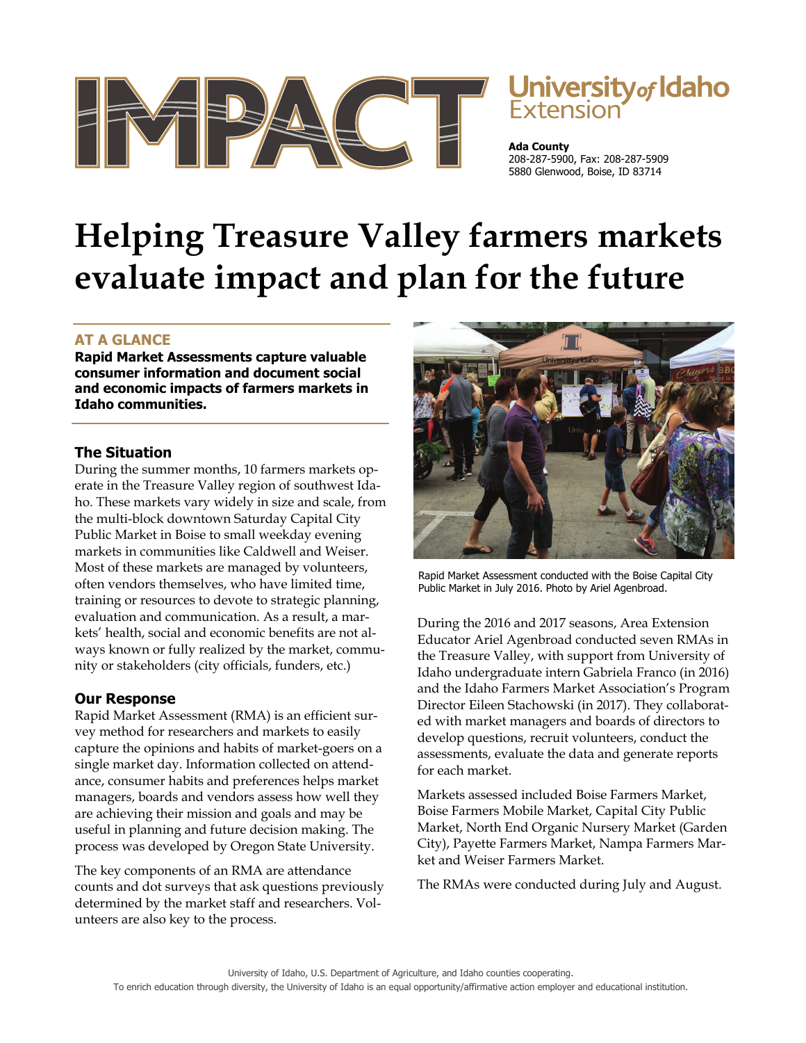# IMPACT

**University of Idaho Extension**

**Ada County**
208-287-5900, Fax: 208-287-5909
5880 Glenwood, Boise, ID 83714

# Helping Treasure Valley farmers markets evaluate impact and plan for the future

## AT A GLANCE

**Rapid Market Assessments capture valuable consumer information and document social and economic impacts of farmers markets in Idaho communities.**

## The Situation

During the summer months, 10 farmers markets operate in the Treasure Valley region of southwest Idaho. These markets vary widely in size and scale, from the multi-block downtown Saturday Capital City Public Market in Boise to small weekday evening markets in communities like Caldwell and Weiser. Most of these markets are managed by volunteers, often vendors themselves, who have limited time, training or resources to devote to strategic planning, evaluation and communication. As a result, a markets' health, social and economic benefits are not always known or fully realized by the market, community or stakeholders (city officials, funders, etc.)

## Our Response

Rapid Market Assessment (RMA) is an efficient survey method for researchers and markets to easily capture the opinions and habits of market-goers on a single market day. Information collected on attendance, consumer habits and preferences helps market managers, boards and vendors assess how well they are achieving their mission and goals and may be useful in planning and future decision making. The process was developed by Oregon State University.

The key components of an RMA are attendance counts and dot surveys that ask questions previously determined by the market staff and researchers. Volunteers are also key to the process.

Rapid Market Assessment conducted with the Boise Capital City Public Market in July 2016. Photo by Ariel Agenbroad.

During the 2016 and 2017 seasons, Area Extension Educator Ariel Agenbroad conducted seven RMAs in the Treasure Valley, with support from University of Idaho undergraduate intern Gabriela Franco (in 2016) and the Idaho Farmers Market Association's Program Director Eileen Stachowski (in 2017). They collaborated with market managers and boards of directors to develop questions, recruit volunteers, conduct the assessments, evaluate the data and generate reports for each market.

Markets assessed included Boise Farmers Market, Boise Farmers Mobile Market, Capital City Public Market, North End Organic Nursery Market (Garden City), Payette Farmers Market, Nampa Farmers Market and Weiser Farmers Market.

The RMAs were conducted during July and August.

University of Idaho, U.S. Department of Agriculture, and Idaho counties cooperating.
To enrich education through diversity, the University of Idaho is an equal opportunity/affirmative action employer and educational institution.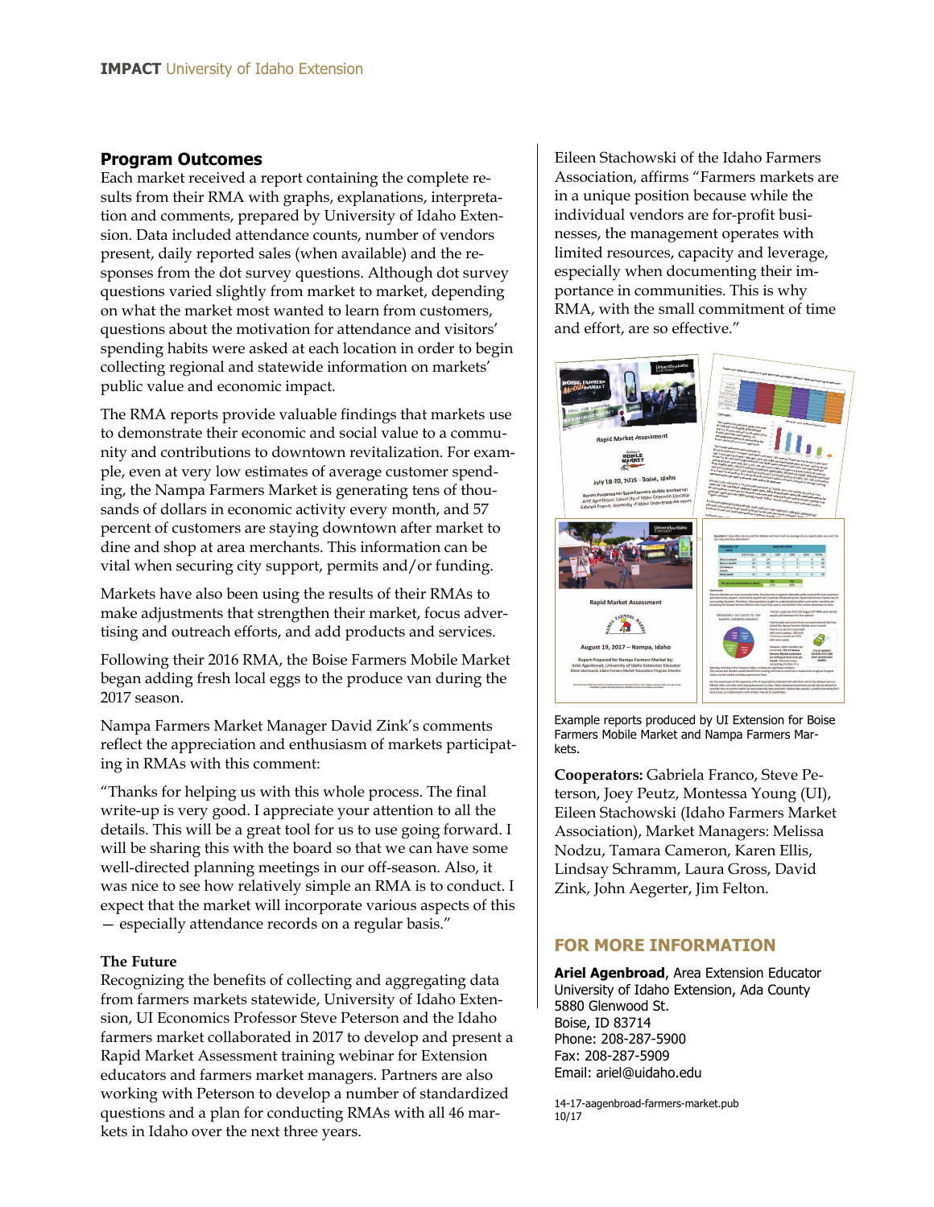## Program Outcomes

Each market received a report containing the complete results from their RMA with graphs, explanations, interpretation and comments, prepared by University of Idaho Extension. Data included attendance counts, number of vendors present, daily reported sales (when available) and the responses from the dot survey questions. Although dot survey questions varied slightly from market to market, depending on what the market most wanted to learn from customers, questions about the motivation for attendance and visitors' spending habits were asked at each location in order to begin collecting regional and statewide information on markets' public value and economic impact.

The RMA reports provide valuable findings that markets use to demonstrate their economic and social value to a community and contributions to downtown revitalization. For example, even at very low estimates of average customer spending, the Nampa Farmers Market is generating tens of thousands of dollars in economic activity every month, and 57 percent of customers are staying downtown after market to dine and shop at area merchants. This information can be vital when securing city support, permits and/or funding.

Markets have also been using the results of their RMAs to make adjustments that strengthen their market, focus advertising and outreach efforts, and add products and services.

Following their 2016 RMA, the Boise Farmers Mobile Market began adding fresh local eggs to the produce van during the 2017 season.

Nampa Farmers Market Manager David Zink's comments reflect the appreciation and enthusiasm of markets participating in RMAs with this comment:

"Thanks for helping us with this whole process. The final write-up is very good. I appreciate your attention to all the details. This will be a great tool for us to use going forward. I will be sharing this with the board so that we can have some well-directed planning meetings in our off-season. Also, it was nice to see how relatively simple an RMA is to conduct. I expect that the market will incorporate various aspects of this — especially attendance records on a regular basis."

### The Future

Recognizing the benefits of collecting and aggregating data from farmers markets statewide, University of Idaho Extension, UI Economics Professor Steve Peterson and the Idaho farmers market collaborated in 2017 to develop and present a Rapid Market Assessment training webinar for Extension educators and farmers market managers. Partners are also working with Peterson to develop a number of standardized questions and a plan for conducting RMAs with all 46 markets in Idaho over the next three years.

Eileen Stachowski of the Idaho Farmers Association, affirms "Farmers markets are in a unique position because while the individual vendors are for-profit businesses, the management operates with limited resources, capacity and leverage, especially when documenting their importance in communities. This is why RMA, with the small commitment of time and effort, are so effective."

Example reports produced by UI Extension for Boise Farmers Mobile Market and Nampa Farmers Markets.

**Cooperators:** Gabriela Franco, Steve Peterson, Joey Peutz, Montessa Young (UI), Eileen Stachowski (Idaho Farmers Market Association), Market Managers: Melissa Nodzu, Tamara Cameron, Karen Ellis, Lindsay Schramm, Laura Gross, David Zink, John Aegerter, Jim Felton.

## FOR MORE INFORMATION

**Ariel Agenbroad**, Area Extension Educator
University of Idaho Extension, Ada County
5880 Glenwood St.
Boise, ID 83714
Phone: 208-287-5900
Fax: 208-287-5909
Email: ariel@uidaho.edu

14-17-aagenbroad-farmers-market.pub
10/17